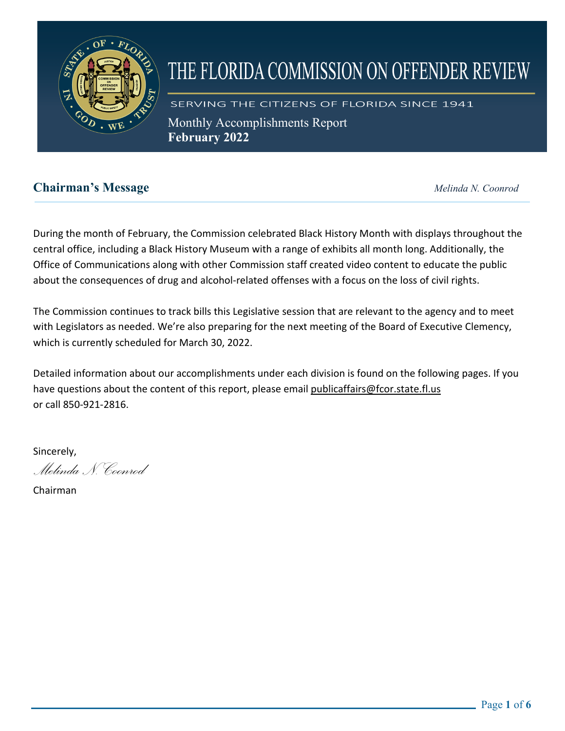# THE FLORIDA COMMISSION ON OFFENDER REVIEW

SERVING THE CITIZENS OF FLORIDA SINCE 1941

Monthly Accomplishments Report
**February 2022**

## Chairman's Message

*Melinda N. Coonrod*

During the month of February, the Commission celebrated Black History Month with displays throughout the central office, including a Black History Museum with a range of exhibits all month long. Additionally, the Office of Communications along with other Commission staff created video content to educate the public about the consequences of drug and alcohol-related offenses with a focus on the loss of civil rights.

The Commission continues to track bills this Legislative session that are relevant to the agency and to meet with Legislators as needed. We're also preparing for the next meeting of the Board of Executive Clemency, which is currently scheduled for March 30, 2022.

Detailed information about our accomplishments under each division is found on the following pages. If you have questions about the content of this report, please email publicaffairs@fcor.state.fl.us or call 850-921-2816.

Sincerely,

*Melinda N. Coonrod*

Chairman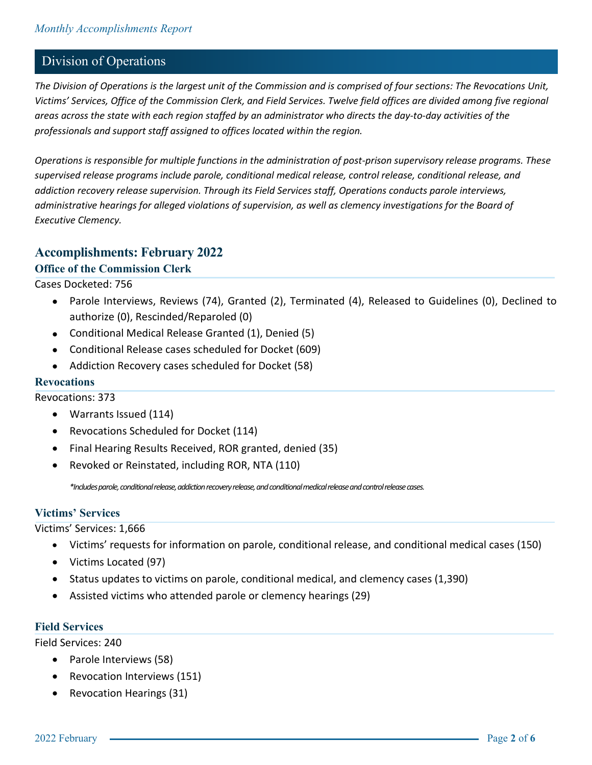## Division of Operations

*The Division of Operations is the largest unit of the Commission and is comprised of four sections: The Revocations Unit, Victims' Services, Office of the Commission Clerk, and Field Services. Twelve field offices are divided among five regional areas across the state with each region staffed by an administrator who directs the day-to-day activities of the professionals and support staff assigned to offices located within the region.*

*Operations is responsible for multiple functions in the administration of post-prison supervisory release programs. These supervised release programs include parole, conditional medical release, control release, conditional release, and addiction recovery release supervision. Through its Field Services staff, Operations conducts parole interviews, administrative hearings for alleged violations of supervision, as well as clemency investigations for the Board of Executive Clemency.*

## Accomplishments: February 2022

### Office of the Commission Clerk

Cases Docketed: 756

- Parole Interviews, Reviews (74), Granted (2), Terminated (4), Released to Guidelines (0), Declined to authorize (0), Rescinded/Reparoled (0)
- Conditional Medical Release Granted (1), Denied (5)
- Conditional Release cases scheduled for Docket (609)
- Addiction Recovery cases scheduled for Docket (58)

### Revocations

Revocations: 373

- Warrants Issued (114)
- Revocations Scheduled for Docket (114)
- Final Hearing Results Received, ROR granted, denied (35)
- Revoked or Reinstated, including ROR, NTA (110)

*\*Includes parole, conditional release, addiction recovery release, and conditional medical release and control release cases.*

### Victims' Services

Victims' Services: 1,666

- Victims' requests for information on parole, conditional release, and conditional medical cases (150)
- Victims Located (97)
- Status updates to victims on parole, conditional medical, and clemency cases (1,390)
- Assisted victims who attended parole or clemency hearings (29)

### Field Services

Field Services: 240

- Parole Interviews (58)
- Revocation Interviews (151)
- Revocation Hearings (31)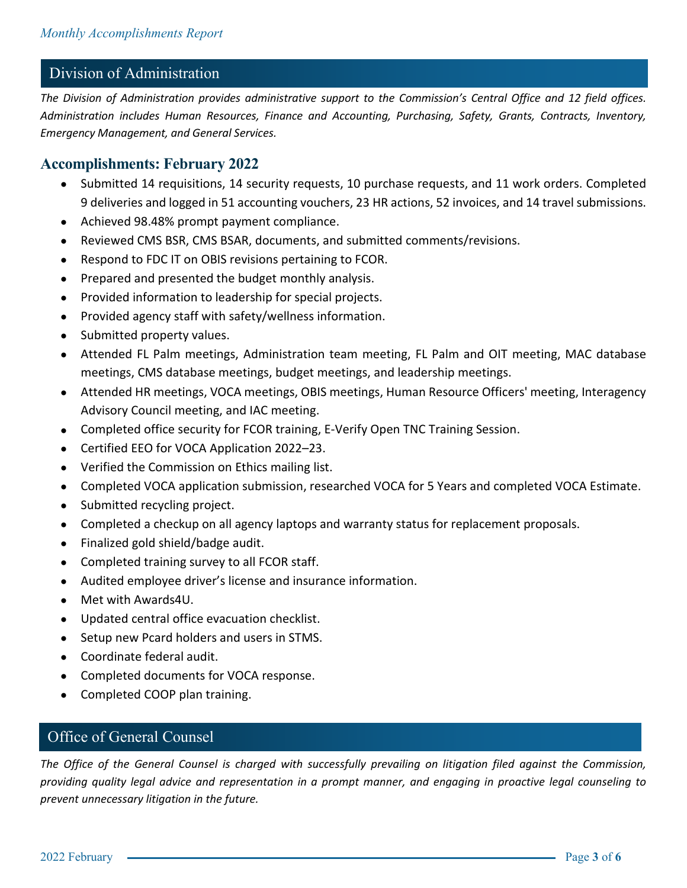## Division of Administration

*The Division of Administration provides administrative support to the Commission's Central Office and 12 field offices. Administration includes Human Resources, Finance and Accounting, Purchasing, Safety, Grants, Contracts, Inventory, Emergency Management, and General Services.*

### Accomplishments: February 2022

- Submitted 14 requisitions, 14 security requests, 10 purchase requests, and 11 work orders. Completed 9 deliveries and logged in 51 accounting vouchers, 23 HR actions, 52 invoices, and 14 travel submissions.
- Achieved 98.48% prompt payment compliance.
- Reviewed CMS BSR, CMS BSAR, documents, and submitted comments/revisions.
- Respond to FDC IT on OBIS revisions pertaining to FCOR.
- Prepared and presented the budget monthly analysis.
- Provided information to leadership for special projects.
- Provided agency staff with safety/wellness information.
- Submitted property values.
- Attended FL Palm meetings, Administration team meeting, FL Palm and OIT meeting, MAC database meetings, CMS database meetings, budget meetings, and leadership meetings.
- Attended HR meetings, VOCA meetings, OBIS meetings, Human Resource Officers' meeting, Interagency Advisory Council meeting, and IAC meeting.
- Completed office security for FCOR training, E-Verify Open TNC Training Session.
- Certified EEO for VOCA Application 2022–23.
- Verified the Commission on Ethics mailing list.
- Completed VOCA application submission, researched VOCA for 5 Years and completed VOCA Estimate.
- Submitted recycling project.
- Completed a checkup on all agency laptops and warranty status for replacement proposals.
- Finalized gold shield/badge audit.
- Completed training survey to all FCOR staff.
- Audited employee driver's license and insurance information.
- Met with Awards4U.
- Updated central office evacuation checklist.
- Setup new Pcard holders and users in STMS.
- Coordinate federal audit.
- Completed documents for VOCA response.
- Completed COOP plan training.

## Office of General Counsel

*The Office of the General Counsel is charged with successfully prevailing on litigation filed against the Commission, providing quality legal advice and representation in a prompt manner, and engaging in proactive legal counseling to prevent unnecessary litigation in the future.*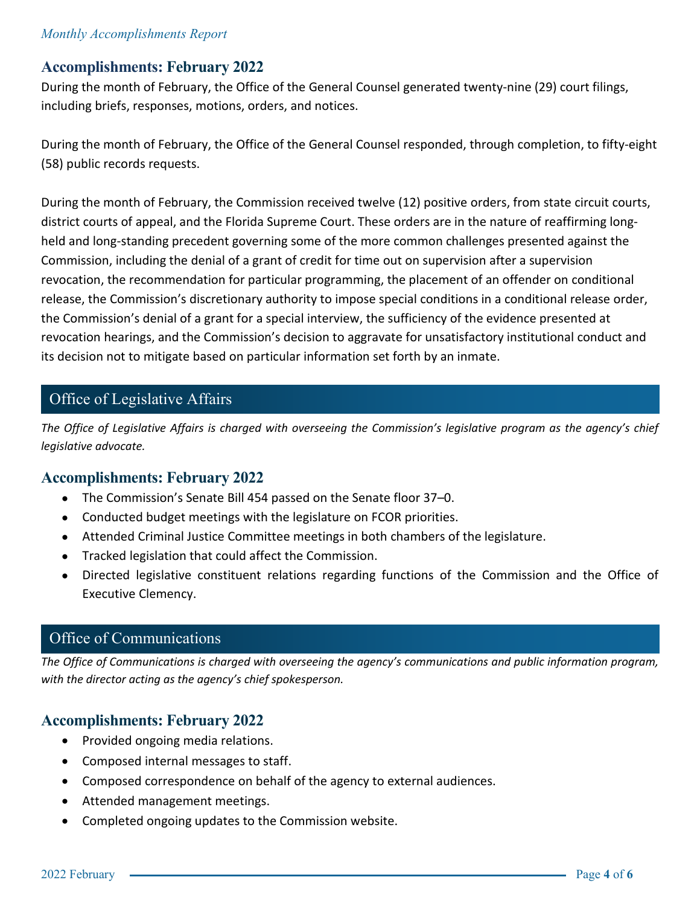## Accomplishments: February 2022

During the month of February, the Office of the General Counsel generated twenty-nine (29) court filings, including briefs, responses, motions, orders, and notices.

During the month of February, the Office of the General Counsel responded, through completion, to fifty-eight (58) public records requests.

During the month of February, the Commission received twelve (12) positive orders, from state circuit courts, district courts of appeal, and the Florida Supreme Court. These orders are in the nature of reaffirming long-held and long-standing precedent governing some of the more common challenges presented against the Commission, including the denial of a grant of credit for time out on supervision after a supervision revocation, the recommendation for particular programming, the placement of an offender on conditional release, the Commission's discretionary authority to impose special conditions in a conditional release order, the Commission's denial of a grant for a special interview, the sufficiency of the evidence presented at revocation hearings, and the Commission's decision to aggravate for unsatisfactory institutional conduct and its decision not to mitigate based on particular information set forth by an inmate.

# Office of Legislative Affairs

*The Office of Legislative Affairs is charged with overseeing the Commission's legislative program as the agency's chief legislative advocate.*

## Accomplishments: February 2022

- The Commission's Senate Bill 454 passed on the Senate floor 37–0.
- Conducted budget meetings with the legislature on FCOR priorities.
- Attended Criminal Justice Committee meetings in both chambers of the legislature.
- Tracked legislation that could affect the Commission.
- Directed legislative constituent relations regarding functions of the Commission and the Office of Executive Clemency.

# Office of Communications

*The Office of Communications is charged with overseeing the agency's communications and public information program, with the director acting as the agency's chief spokesperson.*

## Accomplishments: February 2022

- Provided ongoing media relations.
- Composed internal messages to staff.
- Composed correspondence on behalf of the agency to external audiences.
- Attended management meetings.
- Completed ongoing updates to the Commission website.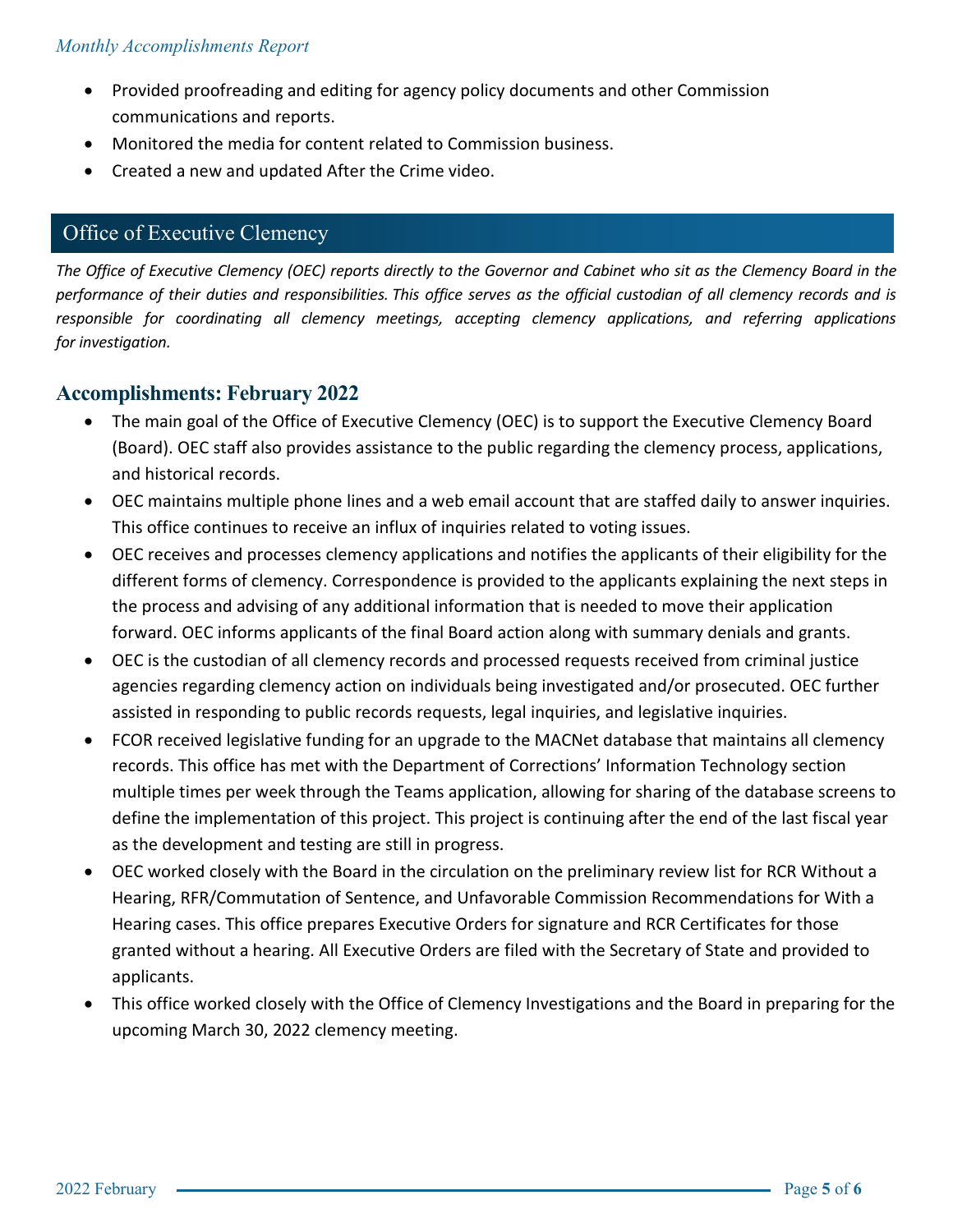- Provided proofreading and editing for agency policy documents and other Commission communications and reports.
- Monitored the media for content related to Commission business.
- Created a new and updated After the Crime video.

## Office of Executive Clemency

*The Office of Executive Clemency (OEC) reports directly to the Governor and Cabinet who sit as the Clemency Board in the performance of their duties and responsibilities. This office serves as the official custodian of all clemency records and is responsible for coordinating all clemency meetings, accepting clemency applications, and referring applications for investigation.*

### Accomplishments: February 2022

- The main goal of the Office of Executive Clemency (OEC) is to support the Executive Clemency Board (Board). OEC staff also provides assistance to the public regarding the clemency process, applications, and historical records.
- OEC maintains multiple phone lines and a web email account that are staffed daily to answer inquiries. This office continues to receive an influx of inquiries related to voting issues.
- OEC receives and processes clemency applications and notifies the applicants of their eligibility for the different forms of clemency. Correspondence is provided to the applicants explaining the next steps in the process and advising of any additional information that is needed to move their application forward. OEC informs applicants of the final Board action along with summary denials and grants.
- OEC is the custodian of all clemency records and processed requests received from criminal justice agencies regarding clemency action on individuals being investigated and/or prosecuted. OEC further assisted in responding to public records requests, legal inquiries, and legislative inquiries.
- FCOR received legislative funding for an upgrade to the MACNet database that maintains all clemency records. This office has met with the Department of Corrections' Information Technology section multiple times per week through the Teams application, allowing for sharing of the database screens to define the implementation of this project. This project is continuing after the end of the last fiscal year as the development and testing are still in progress.
- OEC worked closely with the Board in the circulation on the preliminary review list for RCR Without a Hearing, RFR/Commutation of Sentence, and Unfavorable Commission Recommendations for With a Hearing cases. This office prepares Executive Orders for signature and RCR Certificates for those granted without a hearing. All Executive Orders are filed with the Secretary of State and provided to applicants.
- This office worked closely with the Office of Clemency Investigations and the Board in preparing for the upcoming March 30, 2022 clemency meeting.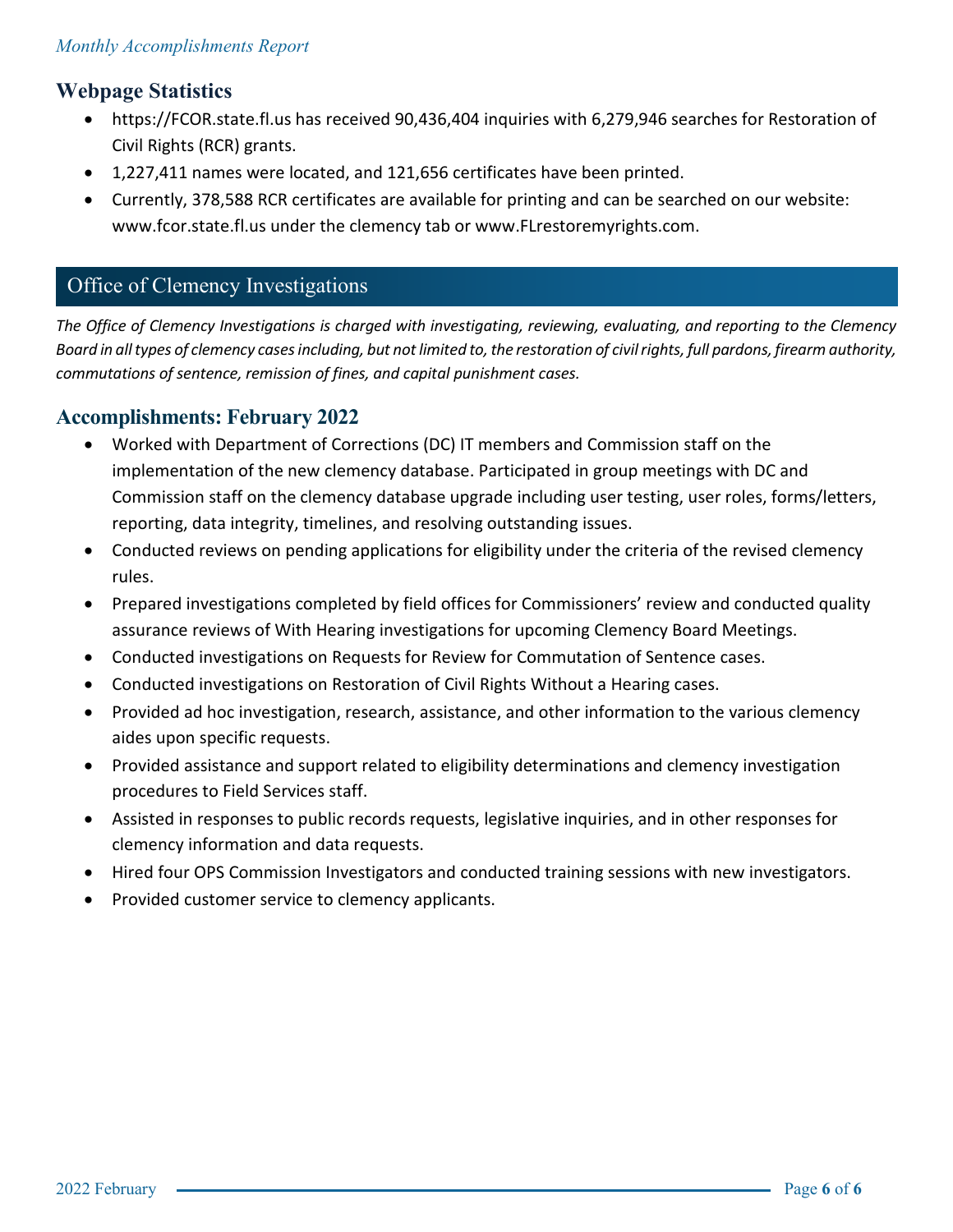## Webpage Statistics

- https://FCOR.state.fl.us has received 90,436,404 inquiries with 6,279,946 searches for Restoration of Civil Rights (RCR) grants.
- 1,227,411 names were located, and 121,656 certificates have been printed.
- Currently, 378,588 RCR certificates are available for printing and can be searched on our website: www.fcor.state.fl.us under the clemency tab or www.FLrestoremyrights.com.

# Office of Clemency Investigations

*The Office of Clemency Investigations is charged with investigating, reviewing, evaluating, and reporting to the Clemency Board in all types of clemency cases including, but not limited to, the restoration of civil rights, full pardons, firearm authority, commutations of sentence, remission of fines, and capital punishment cases.*

## Accomplishments: February 2022

- Worked with Department of Corrections (DC) IT members and Commission staff on the implementation of the new clemency database. Participated in group meetings with DC and Commission staff on the clemency database upgrade including user testing, user roles, forms/letters, reporting, data integrity, timelines, and resolving outstanding issues.
- Conducted reviews on pending applications for eligibility under the criteria of the revised clemency rules.
- Prepared investigations completed by field offices for Commissioners' review and conducted quality assurance reviews of With Hearing investigations for upcoming Clemency Board Meetings.
- Conducted investigations on Requests for Review for Commutation of Sentence cases.
- Conducted investigations on Restoration of Civil Rights Without a Hearing cases.
- Provided ad hoc investigation, research, assistance, and other information to the various clemency aides upon specific requests.
- Provided assistance and support related to eligibility determinations and clemency investigation procedures to Field Services staff.
- Assisted in responses to public records requests, legislative inquiries, and in other responses for clemency information and data requests.
- Hired four OPS Commission Investigators and conducted training sessions with new investigators.
- Provided customer service to clemency applicants.